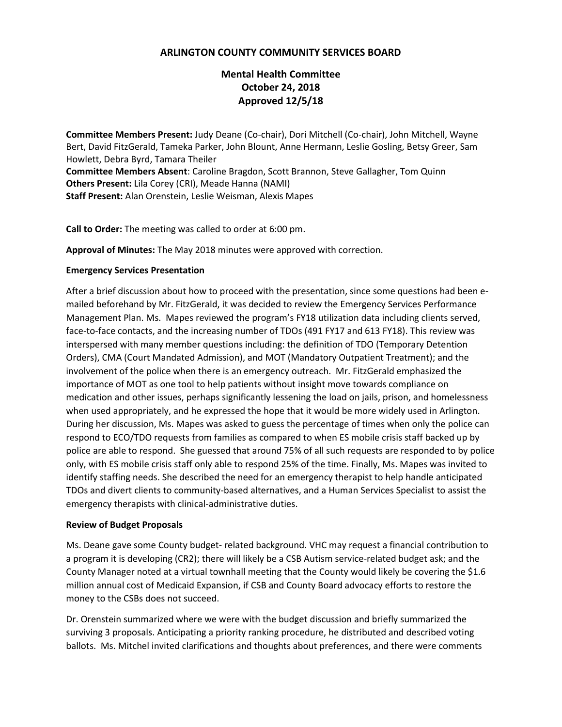# ARLINGTON COUNTY COMMUNITY SERVICES BOARD

## Mental Health Committee
## October 24, 2018
## Approved 12/5/18

**Committee Members Present:** Judy Deane (Co-chair), Dori Mitchell (Co-chair), John Mitchell, Wayne Bert, David FitzGerald, Tameka Parker, John Blount, Anne Hermann, Leslie Gosling, Betsy Greer, Sam Howlett, Debra Byrd, Tamara Theiler
**Committee Members Absent**: Caroline Bragdon, Scott Brannon, Steve Gallagher, Tom Quinn
**Others Present:** Lila Corey (CRI), Meade Hanna (NAMI)
**Staff Present:** Alan Orenstein, Leslie Weisman, Alexis Mapes

**Call to Order:** The meeting was called to order at 6:00 pm.

**Approval of Minutes:** The May 2018 minutes were approved with correction.

**Emergency Services Presentation**

After a brief discussion about how to proceed with the presentation, since some questions had been e-mailed beforehand by Mr. FitzGerald, it was decided to review the Emergency Services Performance Management Plan. Ms. Mapes reviewed the program's FY18 utilization data including clients served, face-to-face contacts, and the increasing number of TDOs (491 FY17 and 613 FY18). This review was interspersed with many member questions including: the definition of TDO (Temporary Detention Orders), CMA (Court Mandated Admission), and MOT (Mandatory Outpatient Treatment); and the involvement of the police when there is an emergency outreach. Mr. FitzGerald emphasized the importance of MOT as one tool to help patients without insight move towards compliance on medication and other issues, perhaps significantly lessening the load on jails, prison, and homelessness when used appropriately, and he expressed the hope that it would be more widely used in Arlington. During her discussion, Ms. Mapes was asked to guess the percentage of times when only the police can respond to ECO/TDO requests from families as compared to when ES mobile crisis staff backed up by police are able to respond. She guessed that around 75% of all such requests are responded to by police only, with ES mobile crisis staff only able to respond 25% of the time. Finally, Ms. Mapes was invited to identify staffing needs. She described the need for an emergency therapist to help handle anticipated TDOs and divert clients to community-based alternatives, and a Human Services Specialist to assist the emergency therapists with clinical-administrative duties.

**Review of Budget Proposals**

Ms. Deane gave some County budget- related background. VHC may request a financial contribution to a program it is developing (CR2); there will likely be a CSB Autism service-related budget ask; and the County Manager noted at a virtual townhall meeting that the County would likely be covering the $1.6 million annual cost of Medicaid Expansion, if CSB and County Board advocacy efforts to restore the money to the CSBs does not succeed.

Dr. Orenstein summarized where we were with the budget discussion and briefly summarized the surviving 3 proposals. Anticipating a priority ranking procedure, he distributed and described voting ballots. Ms. Mitchel invited clarifications and thoughts about preferences, and there were comments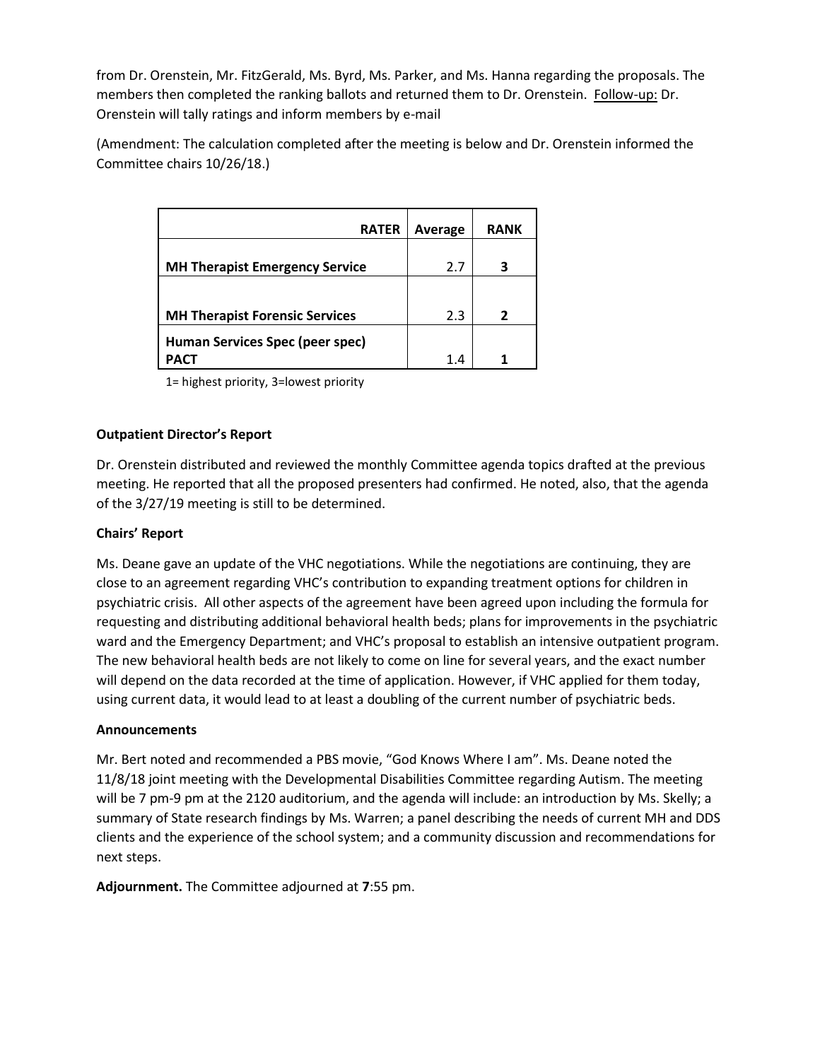from Dr. Orenstein, Mr. FitzGerald, Ms. Byrd, Ms. Parker, and Ms. Hanna regarding the proposals. The members then completed the ranking ballots and returned them to Dr. Orenstein. Follow-up: Dr. Orenstein will tally ratings and inform members by e-mail

(Amendment: The calculation completed after the meeting is below and Dr. Orenstein informed the Committee chairs 10/26/18.)

| RATER | Average | RANK |
|---|---|---|
| **MH Therapist Emergency Service** | 2.7 | **3** |
| **MH Therapist Forensic Services** | 2.3 | **2** |
| **Human Services Spec (peer spec) PACT** | 1.4 | **1** |

1= highest priority, 3=lowest priority

**Outpatient Director's Report**

Dr. Orenstein distributed and reviewed the monthly Committee agenda topics drafted at the previous meeting. He reported that all the proposed presenters had confirmed. He noted, also, that the agenda of the 3/27/19 meeting is still to be determined.

**Chairs' Report**

Ms. Deane gave an update of the VHC negotiations. While the negotiations are continuing, they are close to an agreement regarding VHC's contribution to expanding treatment options for children in psychiatric crisis. All other aspects of the agreement have been agreed upon including the formula for requesting and distributing additional behavioral health beds; plans for improvements in the psychiatric ward and the Emergency Department; and VHC's proposal to establish an intensive outpatient program. The new behavioral health beds are not likely to come on line for several years, and the exact number will depend on the data recorded at the time of application. However, if VHC applied for them today, using current data, it would lead to at least a doubling of the current number of psychiatric beds.

**Announcements**

Mr. Bert noted and recommended a PBS movie, "God Knows Where I am". Ms. Deane noted the 11/8/18 joint meeting with the Developmental Disabilities Committee regarding Autism. The meeting will be 7 pm-9 pm at the 2120 auditorium, and the agenda will include: an introduction by Ms. Skelly; a summary of State research findings by Ms. Warren; a panel describing the needs of current MH and DDS clients and the experience of the school system; and a community discussion and recommendations for next steps.

**Adjournment.** The Committee adjourned at **7**:55 pm.